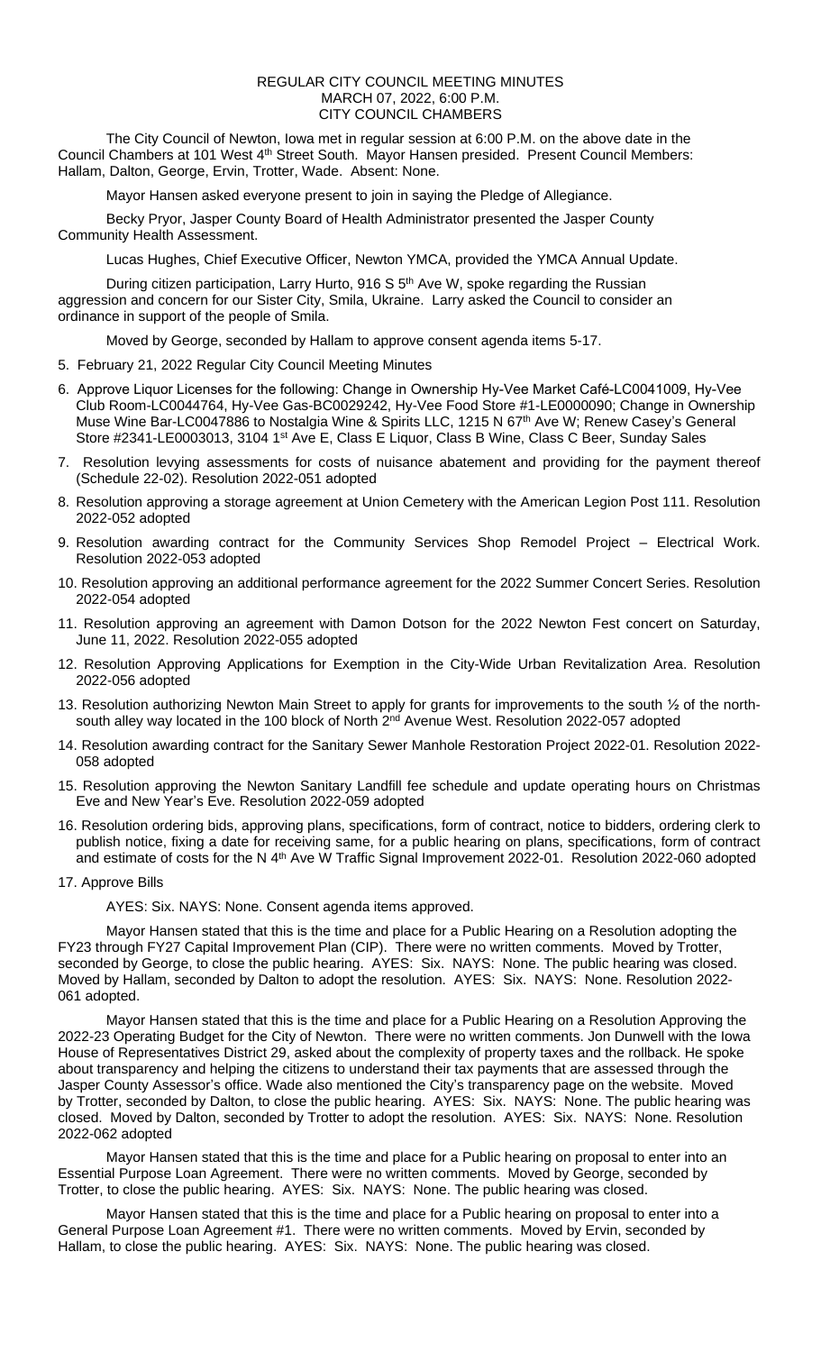REGULAR CITY COUNCIL MEETING MINUTES
MARCH 07, 2022, 6:00 P.M.
CITY COUNCIL CHAMBERS

The City Council of Newton, Iowa met in regular session at 6:00 P.M. on the above date in the Council Chambers at 101 West 4th Street South. Mayor Hansen presided. Present Council Members: Hallam, Dalton, George, Ervin, Trotter, Wade. Absent: None.

Mayor Hansen asked everyone present to join in saying the Pledge of Allegiance.

Becky Pryor, Jasper County Board of Health Administrator presented the Jasper County Community Health Assessment.

Lucas Hughes, Chief Executive Officer, Newton YMCA, provided the YMCA Annual Update.

During citizen participation, Larry Hurto, 916 S 5th Ave W, spoke regarding the Russian aggression and concern for our Sister City, Smila, Ukraine. Larry asked the Council to consider an ordinance in support of the people of Smila.

Moved by George, seconded by Hallam to approve consent agenda items 5-17.

5. February 21, 2022 Regular City Council Meeting Minutes
6. Approve Liquor Licenses for the following: Change in Ownership Hy-Vee Market Café-LC0041009, Hy-Vee Club Room-LC0044764, Hy-Vee Gas-BC0029242, Hy-Vee Food Store #1-LE0000090; Change in Ownership Muse Wine Bar-LC0047886 to Nostalgia Wine & Spirits LLC, 1215 N 67th Ave W; Renew Casey's General Store #2341-LE0003013, 3104 1st Ave E, Class E Liquor, Class B Wine, Class C Beer, Sunday Sales
7. Resolution levying assessments for costs of nuisance abatement and providing for the payment thereof (Schedule 22-02). Resolution 2022-051 adopted
8. Resolution approving a storage agreement at Union Cemetery with the American Legion Post 111. Resolution 2022-052 adopted
9. Resolution awarding contract for the Community Services Shop Remodel Project – Electrical Work. Resolution 2022-053 adopted
10. Resolution approving an additional performance agreement for the 2022 Summer Concert Series. Resolution 2022-054 adopted
11. Resolution approving an agreement with Damon Dotson for the 2022 Newton Fest concert on Saturday, June 11, 2022. Resolution 2022-055 adopted
12. Resolution Approving Applications for Exemption in the City-Wide Urban Revitalization Area. Resolution 2022-056 adopted
13. Resolution authorizing Newton Main Street to apply for grants for improvements to the south ½ of the north-south alley way located in the 100 block of North 2nd Avenue West. Resolution 2022-057 adopted
14. Resolution awarding contract for the Sanitary Sewer Manhole Restoration Project 2022-01. Resolution 2022-058 adopted
15. Resolution approving the Newton Sanitary Landfill fee schedule and update operating hours on Christmas Eve and New Year's Eve. Resolution 2022-059 adopted
16. Resolution ordering bids, approving plans, specifications, form of contract, notice to bidders, ordering clerk to publish notice, fixing a date for receiving same, for a public hearing on plans, specifications, form of contract and estimate of costs for the N 4th Ave W Traffic Signal Improvement 2022-01. Resolution 2022-060 adopted
17. Approve Bills

AYES: Six. NAYS: None. Consent agenda items approved.

Mayor Hansen stated that this is the time and place for a Public Hearing on a Resolution adopting the FY23 through FY27 Capital Improvement Plan (CIP). There were no written comments. Moved by Trotter, seconded by George, to close the public hearing. AYES: Six. NAYS: None. The public hearing was closed. Moved by Hallam, seconded by Dalton to adopt the resolution. AYES: Six. NAYS: None. Resolution 2022-061 adopted.

Mayor Hansen stated that this is the time and place for a Public Hearing on a Resolution Approving the 2022-23 Operating Budget for the City of Newton. There were no written comments. Jon Dunwell with the Iowa House of Representatives District 29, asked about the complexity of property taxes and the rollback. He spoke about transparency and helping the citizens to understand their tax payments that are assessed through the Jasper County Assessor's office. Wade also mentioned the City's transparency page on the website. Moved by Trotter, seconded by Dalton, to close the public hearing. AYES: Six. NAYS: None. The public hearing was closed. Moved by Dalton, seconded by Trotter to adopt the resolution. AYES: Six. NAYS: None. Resolution 2022-062 adopted

Mayor Hansen stated that this is the time and place for a Public hearing on proposal to enter into an Essential Purpose Loan Agreement. There were no written comments. Moved by George, seconded by Trotter, to close the public hearing. AYES: Six. NAYS: None. The public hearing was closed.

Mayor Hansen stated that this is the time and place for a Public hearing on proposal to enter into a General Purpose Loan Agreement #1. There were no written comments. Moved by Ervin, seconded by Hallam, to close the public hearing. AYES: Six. NAYS: None. The public hearing was closed.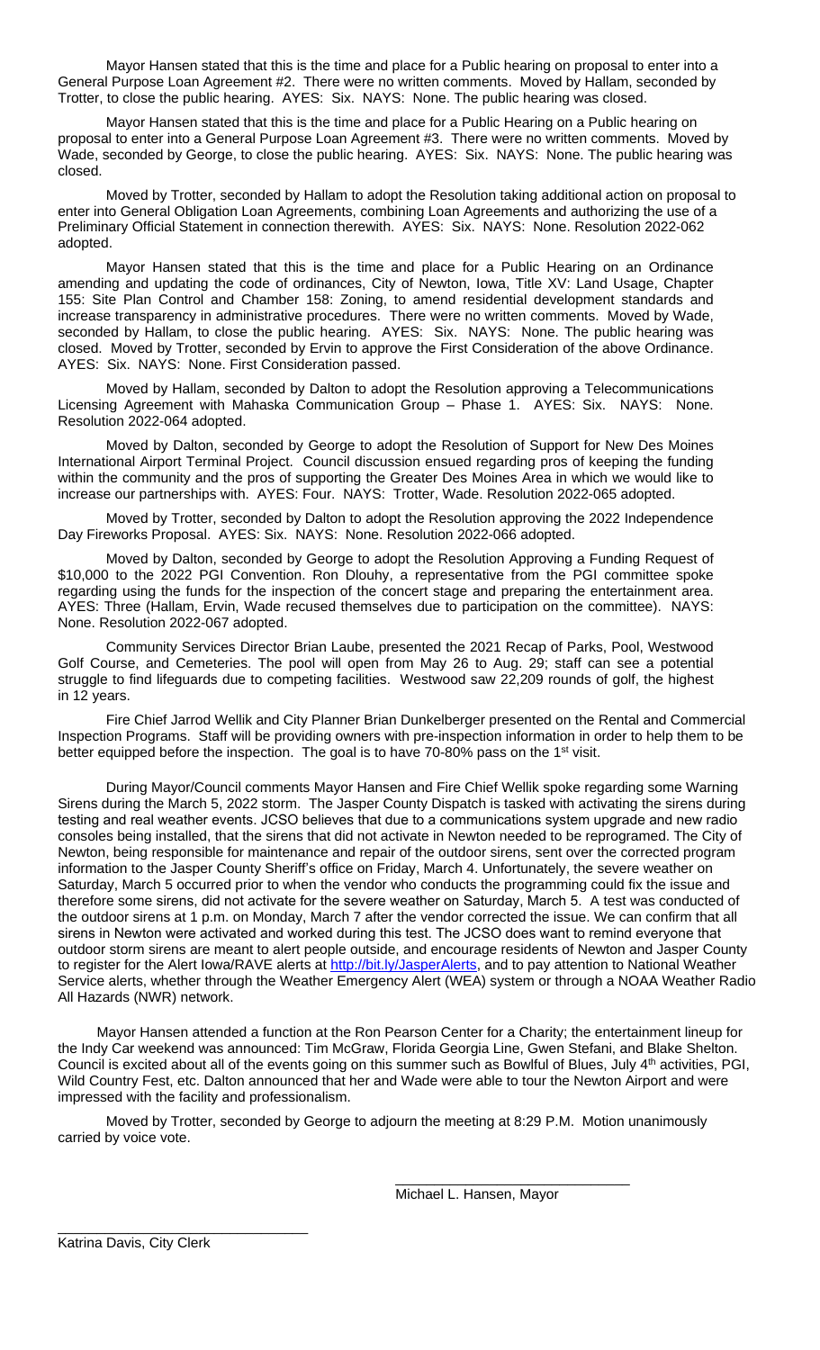Mayor Hansen stated that this is the time and place for a Public hearing on proposal to enter into a General Purpose Loan Agreement #2. There were no written comments. Moved by Hallam, seconded by Trotter, to close the public hearing. AYES: Six. NAYS: None. The public hearing was closed.

Mayor Hansen stated that this is the time and place for a Public Hearing on a Public hearing on proposal to enter into a General Purpose Loan Agreement #3. There were no written comments. Moved by Wade, seconded by George, to close the public hearing. AYES: Six. NAYS: None. The public hearing was closed.

Moved by Trotter, seconded by Hallam to adopt the Resolution taking additional action on proposal to enter into General Obligation Loan Agreements, combining Loan Agreements and authorizing the use of a Preliminary Official Statement in connection therewith. AYES: Six. NAYS: None. Resolution 2022-062 adopted.

Mayor Hansen stated that this is the time and place for a Public Hearing on an Ordinance amending and updating the code of ordinances, City of Newton, Iowa, Title XV: Land Usage, Chapter 155: Site Plan Control and Chamber 158: Zoning, to amend residential development standards and increase transparency in administrative procedures. There were no written comments. Moved by Wade, seconded by Hallam, to close the public hearing. AYES: Six. NAYS: None. The public hearing was closed. Moved by Trotter, seconded by Ervin to approve the First Consideration of the above Ordinance. AYES: Six. NAYS: None. First Consideration passed.

Moved by Hallam, seconded by Dalton to adopt the Resolution approving a Telecommunications Licensing Agreement with Mahaska Communication Group – Phase 1. AYES: Six. NAYS: None. Resolution 2022-064 adopted.

Moved by Dalton, seconded by George to adopt the Resolution of Support for New Des Moines International Airport Terminal Project. Council discussion ensued regarding pros of keeping the funding within the community and the pros of supporting the Greater Des Moines Area in which we would like to increase our partnerships with. AYES: Four. NAYS: Trotter, Wade. Resolution 2022-065 adopted.

Moved by Trotter, seconded by Dalton to adopt the Resolution approving the 2022 Independence Day Fireworks Proposal. AYES: Six. NAYS: None. Resolution 2022-066 adopted.

Moved by Dalton, seconded by George to adopt the Resolution Approving a Funding Request of $10,000 to the 2022 PGI Convention. Ron Dlouhy, a representative from the PGI committee spoke regarding using the funds for the inspection of the concert stage and preparing the entertainment area. AYES: Three (Hallam, Ervin, Wade recused themselves due to participation on the committee). NAYS: None. Resolution 2022-067 adopted.

Community Services Director Brian Laube, presented the 2021 Recap of Parks, Pool, Westwood Golf Course, and Cemeteries. The pool will open from May 26 to Aug. 29; staff can see a potential struggle to find lifeguards due to competing facilities. Westwood saw 22,209 rounds of golf, the highest in 12 years.

Fire Chief Jarrod Wellik and City Planner Brian Dunkelberger presented on the Rental and Commercial Inspection Programs. Staff will be providing owners with pre-inspection information in order to help them to be better equipped before the inspection. The goal is to have 70-80% pass on the 1st visit.

During Mayor/Council comments Mayor Hansen and Fire Chief Wellik spoke regarding some Warning Sirens during the March 5, 2022 storm. The Jasper County Dispatch is tasked with activating the sirens during testing and real weather events. JCSO believes that due to a communications system upgrade and new radio consoles being installed, that the sirens that did not activate in Newton needed to be reprogramed. The City of Newton, being responsible for maintenance and repair of the outdoor sirens, sent over the corrected program information to the Jasper County Sheriff's office on Friday, March 4. Unfortunately, the severe weather on Saturday, March 5 occurred prior to when the vendor who conducts the programming could fix the issue and therefore some sirens, did not activate for the severe weather on Saturday, March 5. A test was conducted of the outdoor sirens at 1 p.m. on Monday, March 7 after the vendor corrected the issue. We can confirm that all sirens in Newton were activated and worked during this test. The JCSO does want to remind everyone that outdoor storm sirens are meant to alert people outside, and encourage residents of Newton and Jasper County to register for the Alert Iowa/RAVE alerts at http://bit.ly/JasperAlerts, and to pay attention to National Weather Service alerts, whether through the Weather Emergency Alert (WEA) system or through a NOAA Weather Radio All Hazards (NWR) network.

Mayor Hansen attended a function at the Ron Pearson Center for a Charity; the entertainment lineup for the Indy Car weekend was announced: Tim McGraw, Florida Georgia Line, Gwen Stefani, and Blake Shelton. Council is excited about all of the events going on this summer such as Bowlful of Blues, July 4th activities, PGI, Wild Country Fest, etc. Dalton announced that her and Wade were able to tour the Newton Airport and were impressed with the facility and professionalism.

Moved by Trotter, seconded by George to adjourn the meeting at 8:29 P.M. Motion unanimously carried by voice vote.

\_\_\_\_\_\_\_\_\_\_\_\_\_\_\_\_\_\_\_\_\_\_\_\_\_\_\_\_\_\_
Michael L. Hansen, Mayor

\_\_\_\_\_\_\_\_\_\_\_\_\_\_\_\_\_\_\_\_\_\_\_\_\_\_\_\_\_\_
Katrina Davis, City Clerk